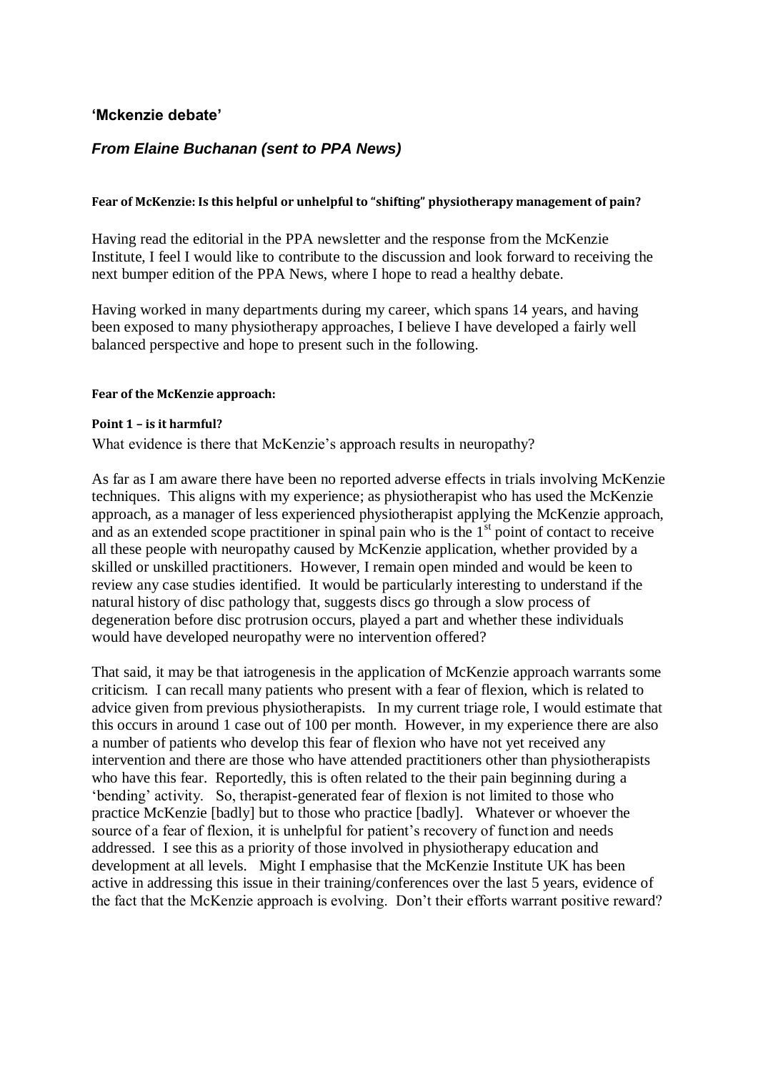## ‘Mckenzie debate’

### *From Elaine Buchanan (sent to PPA News)*

**Fear of McKenzie: Is this helpful or unhelpful to “shifting” physiotherapy management of pain?**

Having read the editorial in the PPA newsletter and the response from the McKenzie Institute, I feel I would like to contribute to the discussion and look forward to receiving the next bumper edition of the PPA News, where I hope to read a healthy debate.

Having worked in many departments during my career, which spans 14 years, and having been exposed to many physiotherapy approaches, I believe I have developed a fairly well balanced perspective and hope to present such in the following.

**Fear of the McKenzie approach:**

**Point 1 – is it harmful?**

What evidence is there that McKenzie’s approach results in neuropathy?

As far as I am aware there have been no reported adverse effects in trials involving McKenzie techniques. This aligns with my experience; as physiotherapist who has used the McKenzie approach, as a manager of less experienced physiotherapist applying the McKenzie approach, and as an extended scope practitioner in spinal pain who is the 1st point of contact to receive all these people with neuropathy caused by McKenzie application, whether provided by a skilled or unskilled practitioners. However, I remain open minded and would be keen to review any case studies identified. It would be particularly interesting to understand if the natural history of disc pathology that, suggests discs go through a slow process of degeneration before disc protrusion occurs, played a part and whether these individuals would have developed neuropathy were no intervention offered?

That said, it may be that iatrogenesis in the application of McKenzie approach warrants some criticism. I can recall many patients who present with a fear of flexion, which is related to advice given from previous physiotherapists. In my current triage role, I would estimate that this occurs in around 1 case out of 100 per month. However, in my experience there are also a number of patients who develop this fear of flexion who have not yet received any intervention and there are those who have attended practitioners other than physiotherapists who have this fear. Reportedly, this is often related to the their pain beginning during a ‘bending’ activity. So, therapist-generated fear of flexion is not limited to those who practice McKenzie [badly] but to those who practice [badly]. Whatever or whoever the source of a fear of flexion, it is unhelpful for patient’s recovery of function and needs addressed. I see this as a priority of those involved in physiotherapy education and development at all levels. Might I emphasise that the McKenzie Institute UK has been active in addressing this issue in their training/conferences over the last 5 years, evidence of the fact that the McKenzie approach is evolving. Don’t their efforts warrant positive reward?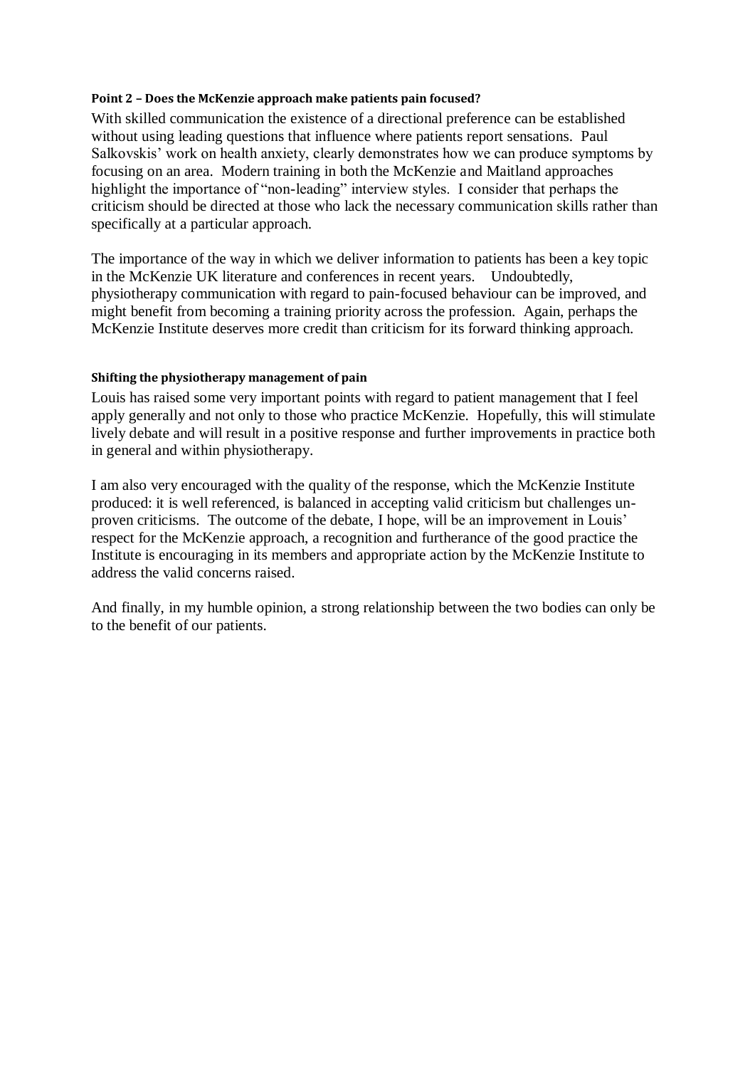**Point 2 – Does the McKenzie approach make patients pain focused?**

With skilled communication the existence of a directional preference can be established without using leading questions that influence where patients report sensations. Paul Salkovskis' work on health anxiety, clearly demonstrates how we can produce symptoms by focusing on an area. Modern training in both the McKenzie and Maitland approaches highlight the importance of "non-leading" interview styles. I consider that perhaps the criticism should be directed at those who lack the necessary communication skills rather than specifically at a particular approach.

The importance of the way in which we deliver information to patients has been a key topic in the McKenzie UK literature and conferences in recent years. Undoubtedly, physiotherapy communication with regard to pain-focused behaviour can be improved, and might benefit from becoming a training priority across the profession. Again, perhaps the McKenzie Institute deserves more credit than criticism for its forward thinking approach.

**Shifting the physiotherapy management of pain**

Louis has raised some very important points with regard to patient management that I feel apply generally and not only to those who practice McKenzie. Hopefully, this will stimulate lively debate and will result in a positive response and further improvements in practice both in general and within physiotherapy.

I am also very encouraged with the quality of the response, which the McKenzie Institute produced: it is well referenced, is balanced in accepting valid criticism but challenges un-proven criticisms. The outcome of the debate, I hope, will be an improvement in Louis' respect for the McKenzie approach, a recognition and furtherance of the good practice the Institute is encouraging in its members and appropriate action by the McKenzie Institute to address the valid concerns raised.

And finally, in my humble opinion, a strong relationship between the two bodies can only be to the benefit of our patients.